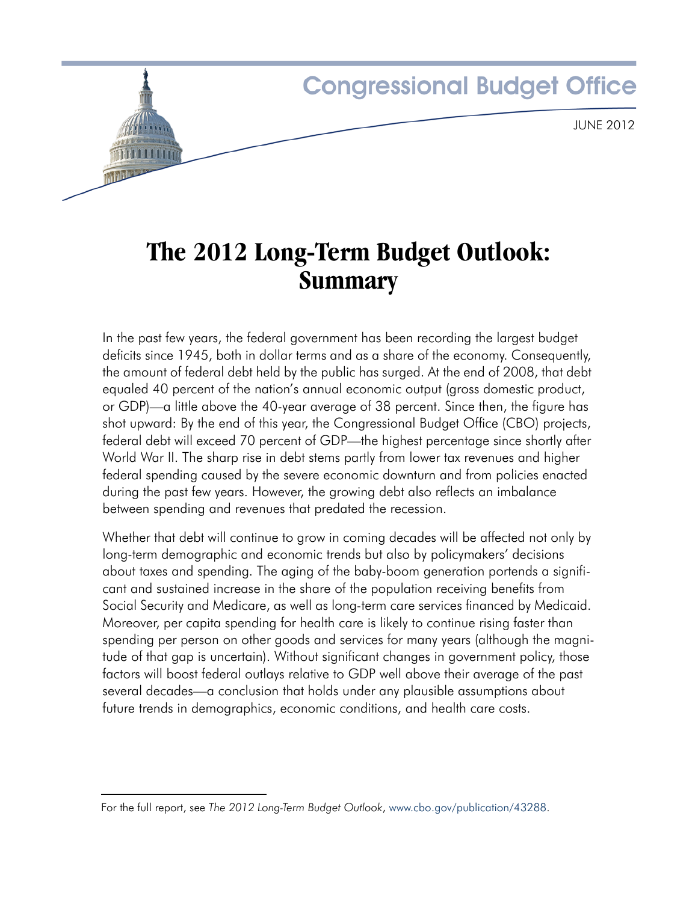Congressional Budget Office

JUNE 2012

# The 2012 Long-Term Budget Outlook: Summary

In the past few years, the federal government has been recording the largest budget deficits since 1945, both in dollar terms and as a share of the economy. Consequently, the amount of federal debt held by the public has surged. At the end of 2008, that debt equaled 40 percent of the nation's annual economic output (gross domestic product, or GDP)—a little above the 40-year average of 38 percent. Since then, the figure has shot upward: By the end of this year, the Congressional Budget Office (CBO) projects, federal debt will exceed 70 percent of GDP—the highest percentage since shortly after World War II. The sharp rise in debt stems partly from lower tax revenues and higher federal spending caused by the severe economic downturn and from policies enacted during the past few years. However, the growing debt also reflects an imbalance between spending and revenues that predated the recession.

Whether that debt will continue to grow in coming decades will be affected not only by long-term demographic and economic trends but also by policymakers' decisions about taxes and spending. The aging of the baby-boom generation portends a significant and sustained increase in the share of the population receiving benefits from Social Security and Medicare, as well as long-term care services financed by Medicaid. Moreover, per capita spending for health care is likely to continue rising faster than spending per person on other goods and services for many years (although the magnitude of that gap is uncertain). Without significant changes in government policy, those factors will boost federal outlays relative to GDP well above their average of the past several decades—a conclusion that holds under any plausible assumptions about future trends in demographics, economic conditions, and health care costs.

For the full report, see *The 2012 Long-Term Budget Outlook*, www.cbo.gov/publication/43288.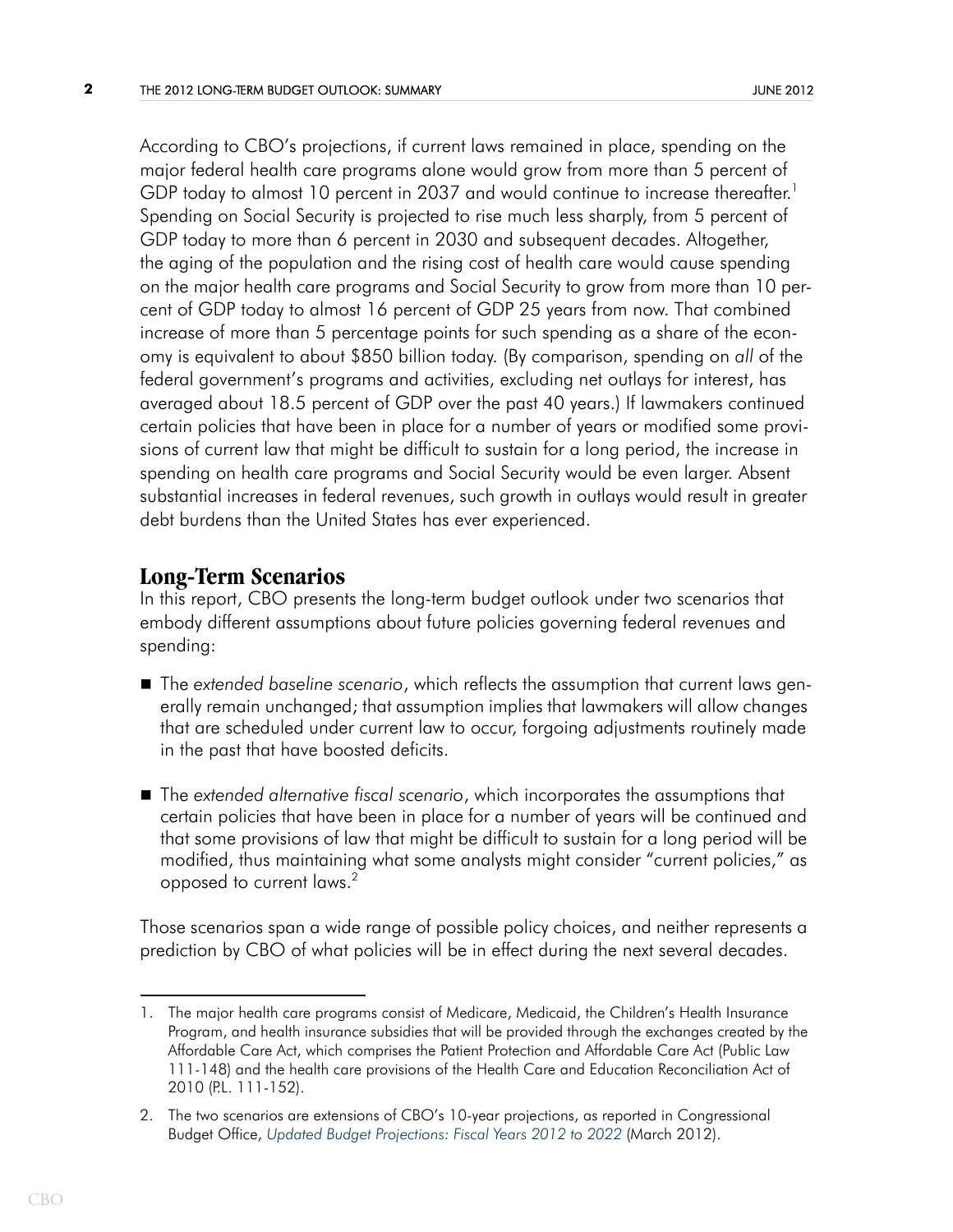According to CBO's projections, if current laws remained in place, spending on the major federal health care programs alone would grow from more than 5 percent of GDP today to almost 10 percent in 2037 and would continue to increase thereafter.[1] Spending on Social Security is projected to rise much less sharply, from 5 percent of GDP today to more than 6 percent in 2030 and subsequent decades. Altogether, the aging of the population and the rising cost of health care would cause spending on the major health care programs and Social Security to grow from more than 10 percent of GDP today to almost 16 percent of GDP 25 years from now. That combined increase of more than 5 percentage points for such spending as a share of the economy is equivalent to about $850 billion today. (By comparison, spending on *all* of the federal government's programs and activities, excluding net outlays for interest, has averaged about 18.5 percent of GDP over the past 40 years.) If lawmakers continued certain policies that have been in place for a number of years or modified some provisions of current law that might be difficult to sustain for a long period, the increase in spending on health care programs and Social Security would be even larger. Absent substantial increases in federal revenues, such growth in outlays would result in greater debt burdens than the United States has ever experienced.

## Long-Term Scenarios

In this report, CBO presents the long-term budget outlook under two scenarios that embody different assumptions about future policies governing federal revenues and spending:

- The *extended baseline scenario*, which reflects the assumption that current laws generally remain unchanged; that assumption implies that lawmakers will allow changes that are scheduled under current law to occur, forgoing adjustments routinely made in the past that have boosted deficits.
- The *extended alternative fiscal scenario*, which incorporates the assumptions that certain policies that have been in place for a number of years will be continued and that some provisions of law that might be difficult to sustain for a long period will be modified, thus maintaining what some analysts might consider "current policies," as opposed to current laws.[2]

Those scenarios span a wide range of possible policy choices, and neither represents a prediction by CBO of what policies will be in effect during the next several decades.

---

1. The major health care programs consist of Medicare, Medicaid, the Children's Health Insurance Program, and health insurance subsidies that will be provided through the exchanges created by the Affordable Care Act, which comprises the Patient Protection and Affordable Care Act (Public Law 111-148) and the health care provisions of the Health Care and Education Reconciliation Act of 2010 (P.L. 111-152).

2. The two scenarios are extensions of CBO's 10-year projections, as reported in Congressional Budget Office, *Updated Budget Projections: Fiscal Years 2012 to 2022* (March 2012).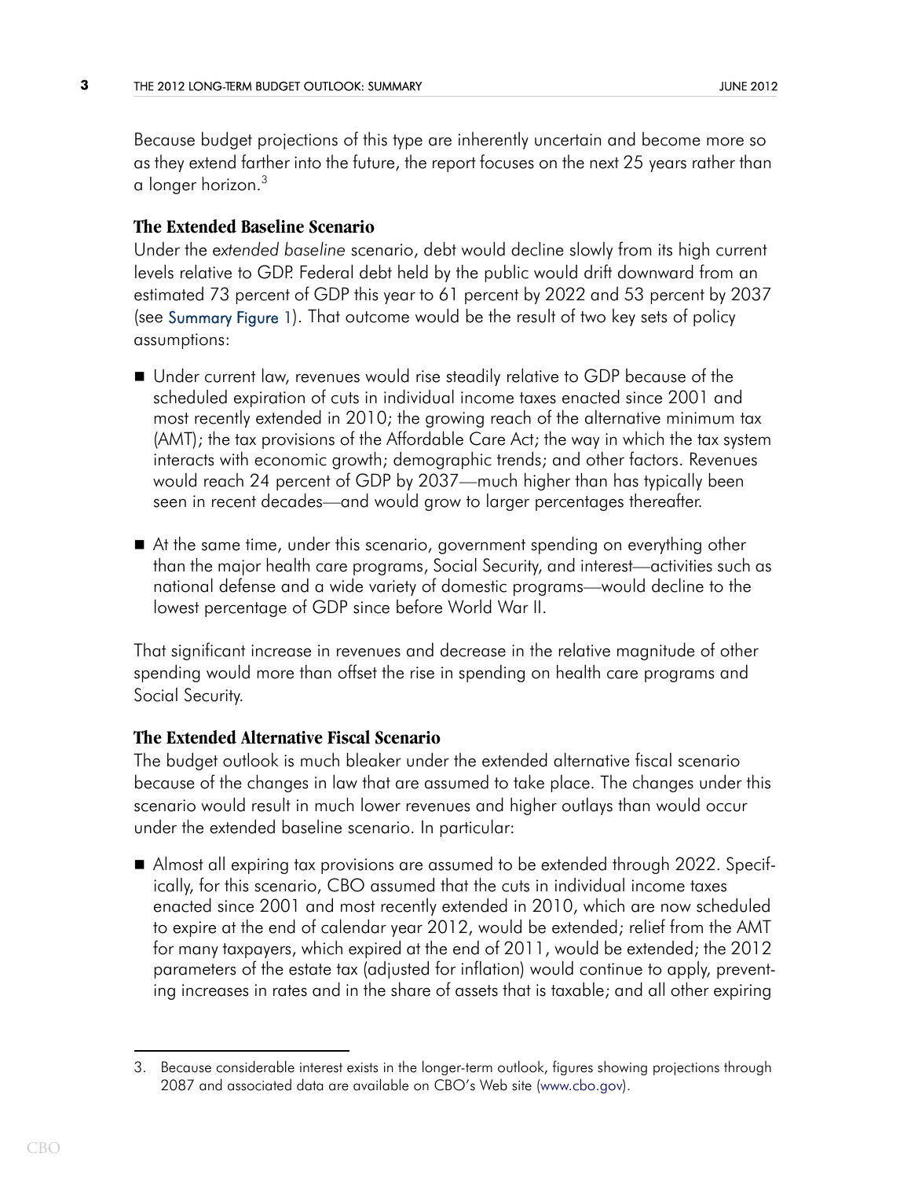Because budget projections of this type are inherently uncertain and become more so as they extend farther into the future, the report focuses on the next 25 years rather than a longer horizon.[3]

### The Extended Baseline Scenario

Under the *extended baseline* scenario, debt would decline slowly from its high current levels relative to GDP. Federal debt held by the public would drift downward from an estimated 73 percent of GDP this year to 61 percent by 2022 and 53 percent by 2037 (see Summary Figure 1). That outcome would be the result of two key sets of policy assumptions:

- Under current law, revenues would rise steadily relative to GDP because of the scheduled expiration of cuts in individual income taxes enacted since 2001 and most recently extended in 2010; the growing reach of the alternative minimum tax (AMT); the tax provisions of the Affordable Care Act; the way in which the tax system interacts with economic growth; demographic trends; and other factors. Revenues would reach 24 percent of GDP by 2037—much higher than has typically been seen in recent decades—and would grow to larger percentages thereafter.

- At the same time, under this scenario, government spending on everything other than the major health care programs, Social Security, and interest—activities such as national defense and a wide variety of domestic programs—would decline to the lowest percentage of GDP since before World War II.

That significant increase in revenues and decrease in the relative magnitude of other spending would more than offset the rise in spending on health care programs and Social Security.

### The Extended Alternative Fiscal Scenario

The budget outlook is much bleaker under the extended alternative fiscal scenario because of the changes in law that are assumed to take place. The changes under this scenario would result in much lower revenues and higher outlays than would occur under the extended baseline scenario. In particular:

- Almost all expiring tax provisions are assumed to be extended through 2022. Specifically, for this scenario, CBO assumed that the cuts in individual income taxes enacted since 2001 and most recently extended in 2010, which are now scheduled to expire at the end of calendar year 2012, would be extended; relief from the AMT for many taxpayers, which expired at the end of 2011, would be extended; the 2012 parameters of the estate tax (adjusted for inflation) would continue to apply, preventing increases in rates and in the share of assets that is taxable; and all other expiring

3. Because considerable interest exists in the longer-term outlook, figures showing projections through 2087 and associated data are available on CBO's Web site (www.cbo.gov).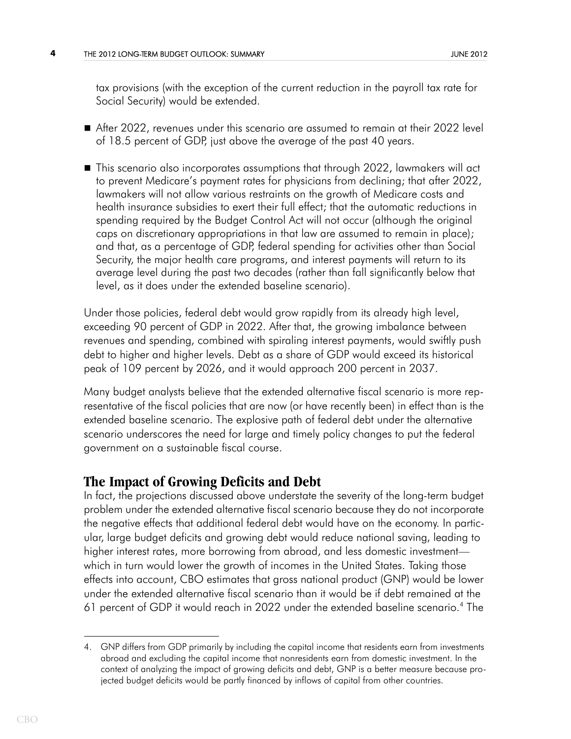tax provisions (with the exception of the current reduction in the payroll tax rate for Social Security) would be extended.

- After 2022, revenues under this scenario are assumed to remain at their 2022 level of 18.5 percent of GDP, just above the average of the past 40 years.
- This scenario also incorporates assumptions that through 2022, lawmakers will act to prevent Medicare's payment rates for physicians from declining; that after 2022, lawmakers will not allow various restraints on the growth of Medicare costs and health insurance subsidies to exert their full effect; that the automatic reductions in spending required by the Budget Control Act will not occur (although the original caps on discretionary appropriations in that law are assumed to remain in place); and that, as a percentage of GDP, federal spending for activities other than Social Security, the major health care programs, and interest payments will return to its average level during the past two decades (rather than fall significantly below that level, as it does under the extended baseline scenario).

Under those policies, federal debt would grow rapidly from its already high level, exceeding 90 percent of GDP in 2022. After that, the growing imbalance between revenues and spending, combined with spiraling interest payments, would swiftly push debt to higher and higher levels. Debt as a share of GDP would exceed its historical peak of 109 percent by 2026, and it would approach 200 percent in 2037.

Many budget analysts believe that the extended alternative fiscal scenario is more representative of the fiscal policies that are now (or have recently been) in effect than is the extended baseline scenario. The explosive path of federal debt under the alternative scenario underscores the need for large and timely policy changes to put the federal government on a sustainable fiscal course.

## The Impact of Growing Deficits and Debt

In fact, the projections discussed above understate the severity of the long-term budget problem under the extended alternative fiscal scenario because they do not incorporate the negative effects that additional federal debt would have on the economy. In particular, large budget deficits and growing debt would reduce national saving, leading to higher interest rates, more borrowing from abroad, and less domestic investment—which in turn would lower the growth of incomes in the United States. Taking those effects into account, CBO estimates that gross national product (GNP) would be lower under the extended alternative fiscal scenario than it would be if debt remained at the 61 percent of GDP it would reach in 2022 under the extended baseline scenario.[4] The

---

4. GNP differs from GDP primarily by including the capital income that residents earn from investments abroad and excluding the capital income that nonresidents earn from domestic investment. In the context of analyzing the impact of growing deficits and debt, GNP is a better measure because projected budget deficits would be partly financed by inflows of capital from other countries.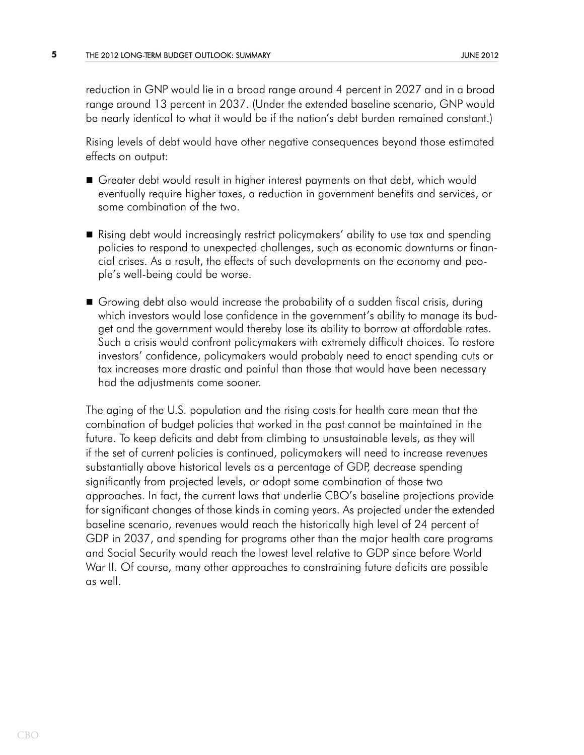reduction in GNP would lie in a broad range around 4 percent in 2027 and in a broad range around 13 percent in 2037. (Under the extended baseline scenario, GNP would be nearly identical to what it would be if the nation's debt burden remained constant.)

Rising levels of debt would have other negative consequences beyond those estimated effects on output:

- Greater debt would result in higher interest payments on that debt, which would eventually require higher taxes, a reduction in government benefits and services, or some combination of the two.
- Rising debt would increasingly restrict policymakers' ability to use tax and spending policies to respond to unexpected challenges, such as economic downturns or financial crises. As a result, the effects of such developments on the economy and people's well-being could be worse.
- Growing debt also would increase the probability of a sudden fiscal crisis, during which investors would lose confidence in the government's ability to manage its budget and the government would thereby lose its ability to borrow at affordable rates. Such a crisis would confront policymakers with extremely difficult choices. To restore investors' confidence, policymakers would probably need to enact spending cuts or tax increases more drastic and painful than those that would have been necessary had the adjustments come sooner.

The aging of the U.S. population and the rising costs for health care mean that the combination of budget policies that worked in the past cannot be maintained in the future. To keep deficits and debt from climbing to unsustainable levels, as they will if the set of current policies is continued, policymakers will need to increase revenues substantially above historical levels as a percentage of GDP, decrease spending significantly from projected levels, or adopt some combination of those two approaches. In fact, the current laws that underlie CBO's baseline projections provide for significant changes of those kinds in coming years. As projected under the extended baseline scenario, revenues would reach the historically high level of 24 percent of GDP in 2037, and spending for programs other than the major health care programs and Social Security would reach the lowest level relative to GDP since before World War II. Of course, many other approaches to constraining future deficits are possible as well.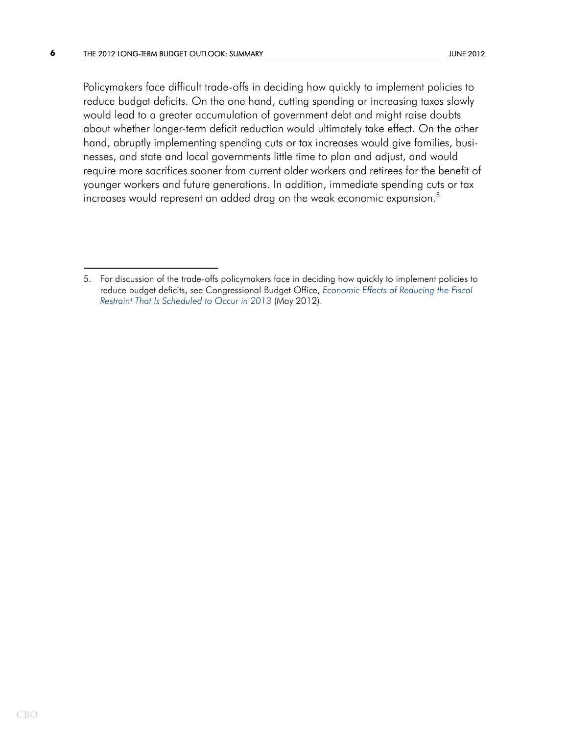Policymakers face difficult trade-offs in deciding how quickly to implement policies to reduce budget deficits. On the one hand, cutting spending or increasing taxes slowly would lead to a greater accumulation of government debt and might raise doubts about whether longer-term deficit reduction would ultimately take effect. On the other hand, abruptly implementing spending cuts or tax increases would give families, businesses, and state and local governments little time to plan and adjust, and would require more sacrifices sooner from current older workers and retirees for the benefit of younger workers and future generations. In addition, immediate spending cuts or tax increases would represent an added drag on the weak economic expansion.[5]

---

5. For discussion of the trade-offs policymakers face in deciding how quickly to implement policies to reduce budget deficits, see Congressional Budget Office, *Economic Effects of Reducing the Fiscal Restraint That Is Scheduled to Occur in 2013* (May 2012).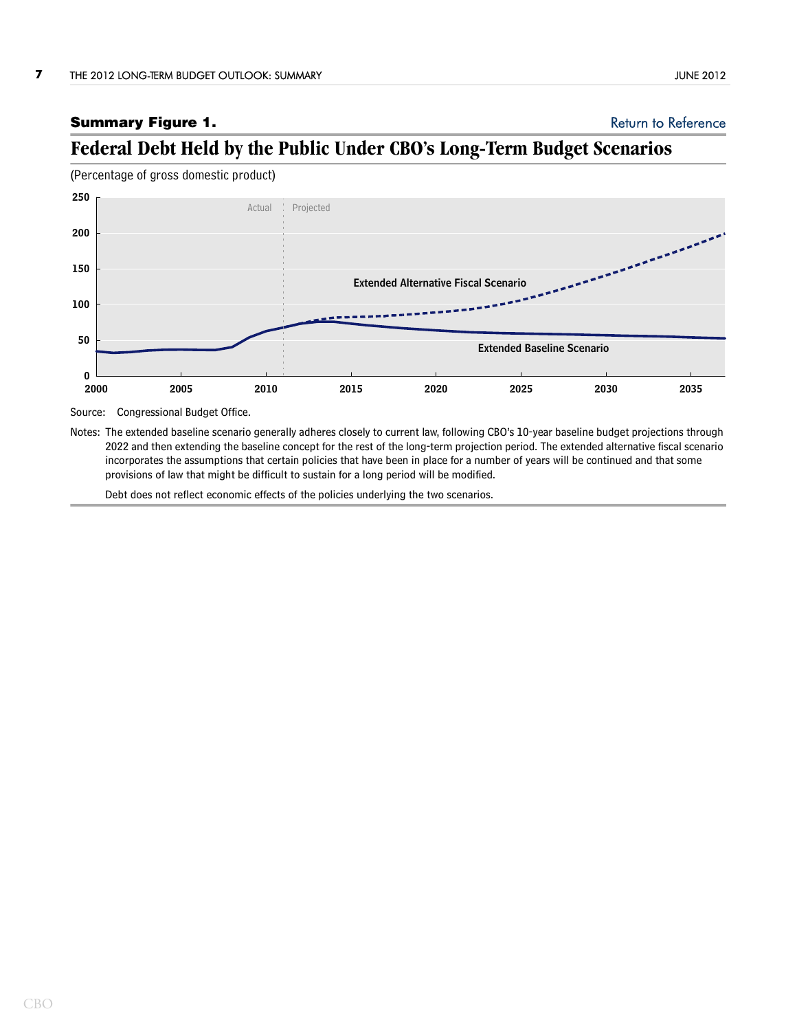**Summary Figure 1.**

Return to Reference

## Federal Debt Held by the Public Under CBO's Long-Term Budget Scenarios

(Percentage of gross domestic product)

250
200
150
100
50
0

2000 2005 2010 2015 2020 2025 2030 2035

Actual Projected

Extended Alternative Fiscal Scenario

Extended Baseline Scenario

Source: Congressional Budget Office.

Notes: The extended baseline scenario generally adheres closely to current law, following CBO's 10-year baseline budget projections through 2022 and then extending the baseline concept for the rest of the long-term projection period. The extended alternative fiscal scenario incorporates the assumptions that certain policies that have been in place for a number of years will be continued and that some provisions of law that might be difficult to sustain for a long period will be modified.

Debt does not reflect economic effects of the policies underlying the two scenarios.